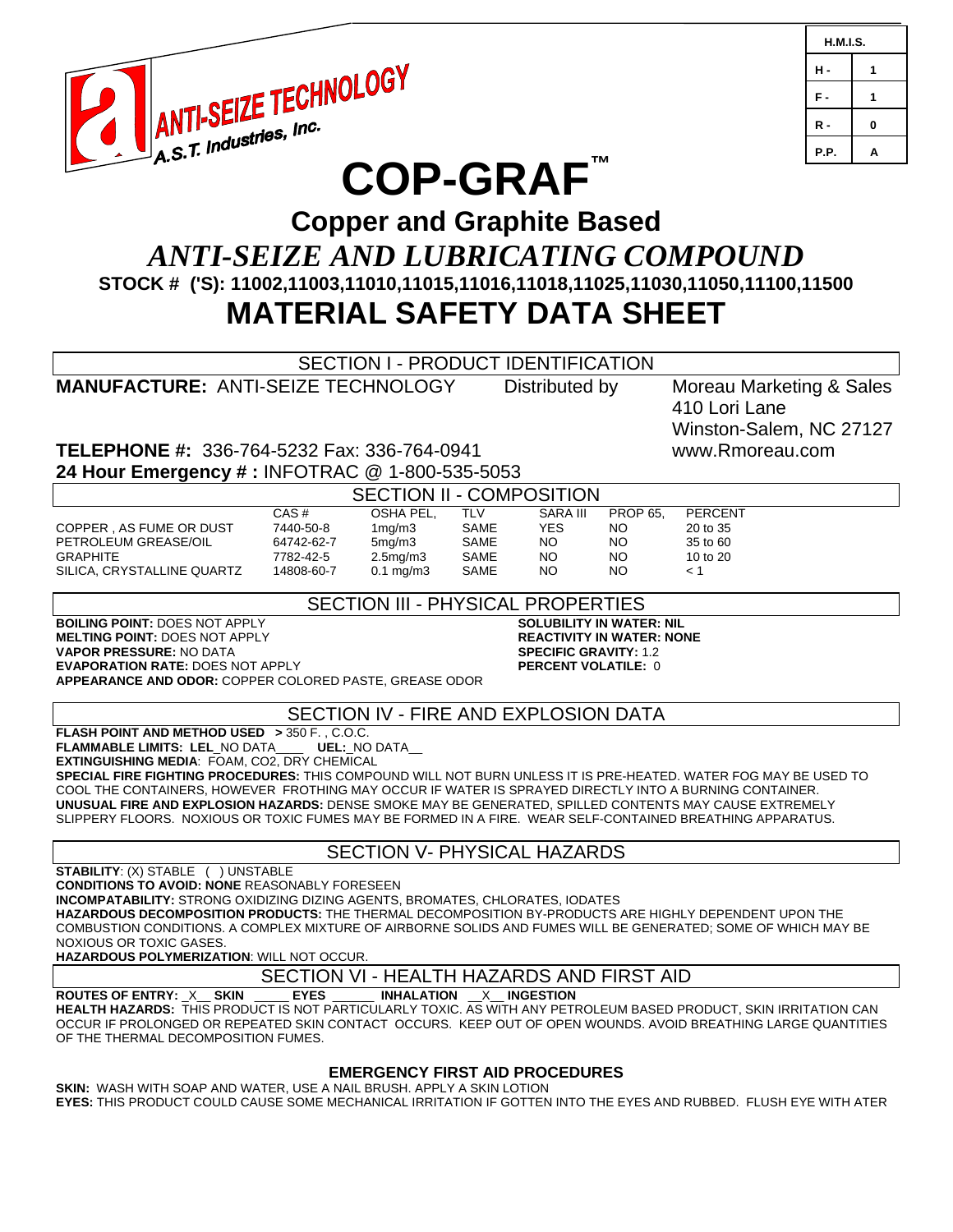ANTI-SEIZE TECHNOLOGY
A.S.T. Industries, Inc.

| H.M.I.S. | |
|---|---|
| H - | 1 |
| F - | 1 |
| R - | 0 |
| P.P. | A |

# COP-GRAF™

## Copper and Graphite Based

## *ANTI-SEIZE AND LUBRICATING COMPOUND*

**STOCK # ('S): 11002,11003,11010,11015,11016,11018,11025,11030,11050,11100,11500**

# MATERIAL SAFETY DATA SHEET

## SECTION I - PRODUCT IDENTIFICATION

**MANUFACTURE:** ANTI-SEIZE TECHNOLOGY

Distributed by Moreau Marketing & Sales
410 Lori Lane
Winston-Salem, NC 27127
www.Rmoreau.com

**TELEPHONE #:** 336-764-5232 Fax: 336-764-0941

**24 Hour Emergency # :** INFOTRAC @ 1-800-535-5053

## SECTION II - COMPOSITION

| | CAS # | OSHA PEL, | TLV | SARA III | PROP 65, | PERCENT |
|---|---|---|---|---|---|---|
| COPPER , AS FUME OR DUST | 7440-50-8 | 1mg/m3 | SAME | YES | NO | 20 to 35 |
| PETROLEUM GREASE/OIL | 64742-62-7 | 5mg/m3 | SAME | NO | NO | 35 to 60 |
| GRAPHITE | 7782-42-5 | 2.5mg/m3 | SAME | NO | NO | 10 to 20 |
| SILICA, CRYSTALLINE QUARTZ | 14808-60-7 | 0.1 mg/m3 | SAME | NO | NO | < 1 |

## SECTION III - PHYSICAL PROPERTIES

**BOILING POINT:** DOES NOT APPLY
**MELTING POINT:** DOES NOT APPLY
**VAPOR PRESSURE:** NO DATA
**EVAPORATION RATE:** DOES NOT APPLY
**APPEARANCE AND ODOR:** COPPER COLORED PASTE, GREASE ODOR

**SOLUBILITY IN WATER: NIL**
**REACTIVITY IN WATER: NONE**
**SPECIFIC GRAVITY:** 1.2
**PERCENT VOLATILE:** 0

## SECTION IV - FIRE AND EXPLOSION DATA

**FLASH POINT AND METHOD USED >** 350 F. , C.O.C.
**FLAMMABLE LIMITS: LEL**_NO DATA____ **UEL:**_NO DATA__
**EXTINGUISHING MEDIA**: FOAM, CO2, DRY CHEMICAL
**SPECIAL FIRE FIGHTING PROCEDURES:** THIS COMPOUND WILL NOT BURN UNLESS IT IS PRE-HEATED. WATER FOG MAY BE USED TO COOL THE CONTAINERS, HOWEVER FROTHING MAY OCCUR IF WATER IS SPRAYED DIRECTLY INTO A BURNING CONTAINER.
**UNUSUAL FIRE AND EXPLOSION HAZARDS:** DENSE SMOKE MAY BE GENERATED, SPILLED CONTENTS MAY CAUSE EXTREMELY SLIPPERY FLOORS. NOXIOUS OR TOXIC FUMES MAY BE FORMED IN A FIRE. WEAR SELF-CONTAINED BREATHING APPARATUS.

## SECTION V- PHYSICAL HAZARDS

**STABILITY**: (X) STABLE ( ) UNSTABLE
**CONDITIONS TO AVOID: NONE** REASONABLY FORESEEN
**INCOMPATABILITY:** STRONG OXIDIZING DIZING AGENTS, BROMATES, CHLORATES, IODATES
**HAZARDOUS DECOMPOSITION PRODUCTS:** THE THERMAL DECOMPOSITION BY-PRODUCTS ARE HIGHLY DEPENDENT UPON THE COMBUSTION CONDITIONS. A COMPLEX MIXTURE OF AIRBORNE SOLIDS AND FUMES WILL BE GENERATED; SOME OF WHICH MAY BE NOXIOUS OR TOXIC GASES.
**HAZARDOUS POLYMERIZATION**: WILL NOT OCCUR.

## SECTION VI - HEALTH HAZARDS AND FIRST AID

**ROUTES OF ENTRY:** _X__ **SKIN** _____ **EYES** ______ **INHALATION** __X__ **INGESTION**
**HEALTH HAZARDS:** THIS PRODUCT IS NOT PARTICULARLY TOXIC. AS WITH ANY PETROLEUM BASED PRODUCT, SKIN IRRITATION CAN OCCUR IF PROLONGED OR REPEATED SKIN CONTACT OCCURS. KEEP OUT OF OPEN WOUNDS. AVOID BREATHING LARGE QUANTITIES OF THE THERMAL DECOMPOSITION FUMES.

### EMERGENCY FIRST AID PROCEDURES

**SKIN:** WASH WITH SOAP AND WATER, USE A NAIL BRUSH. APPLY A SKIN LOTION
**EYES:** THIS PRODUCT COULD CAUSE SOME MECHANICAL IRRITATION IF GOTTEN INTO THE EYES AND RUBBED. FLUSH EYE WITH ATER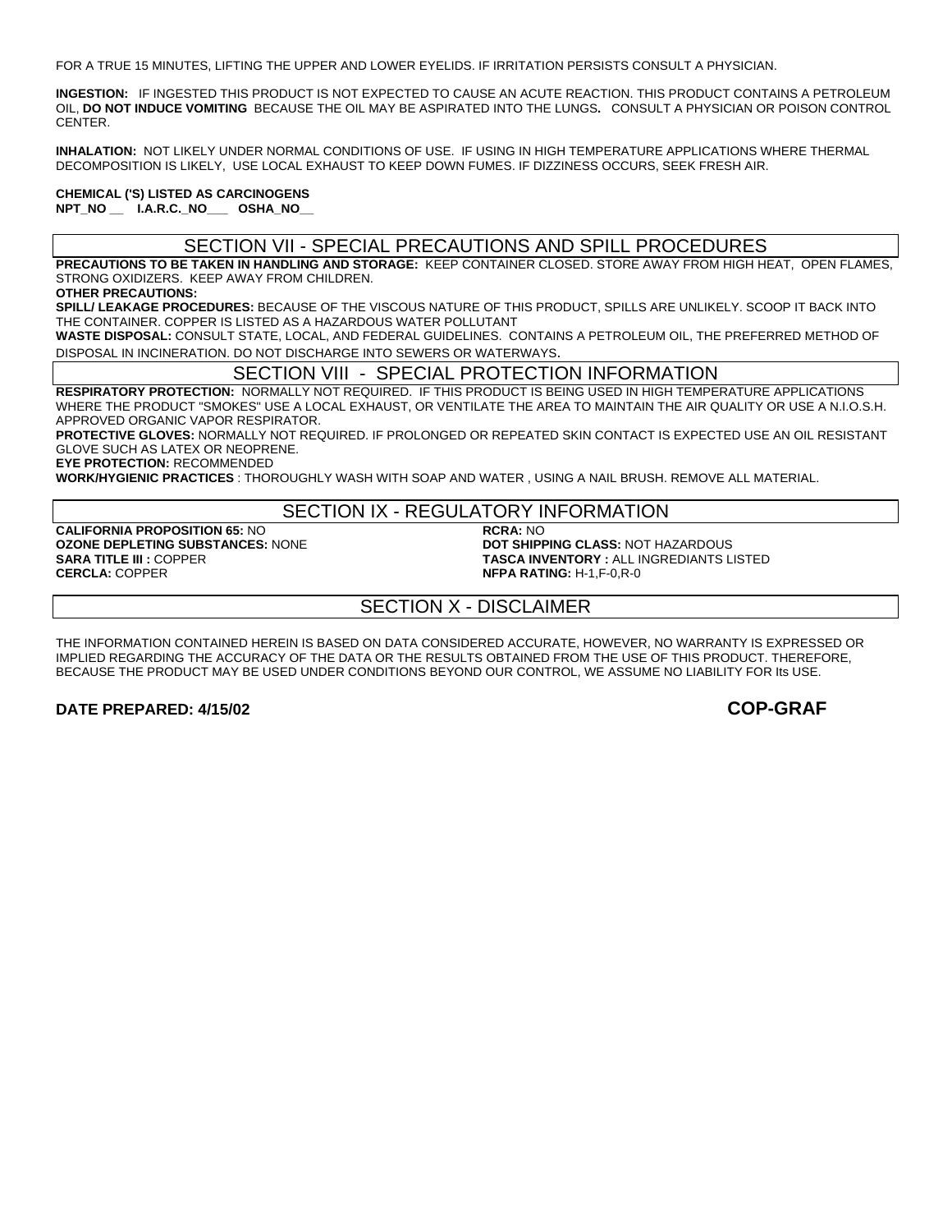FOR A TRUE 15 MINUTES, LIFTING THE UPPER AND LOWER EYELIDS. IF IRRITATION PERSISTS CONSULT A PHYSICIAN.

**INGESTION:** IF INGESTED THIS PRODUCT IS NOT EXPECTED TO CAUSE AN ACUTE REACTION. THIS PRODUCT CONTAINS A PETROLEUM OIL, **DO NOT INDUCE VOMITING** BECAUSE THE OIL MAY BE ASPIRATED INTO THE LUNGS**.** CONSULT A PHYSICIAN OR POISON CONTROL CENTER.

**INHALATION:** NOT LIKELY UNDER NORMAL CONDITIONS OF USE. IF USING IN HIGH TEMPERATURE APPLICATIONS WHERE THERMAL DECOMPOSITION IS LIKELY, USE LOCAL EXHAUST TO KEEP DOWN FUMES. IF DIZZINESS OCCURS, SEEK FRESH AIR.

**CHEMICAL ('S) LISTED AS CARCINOGENS**
**NPT_NO __ I.A.R.C._NO___ OSHA_NO__**

## SECTION VII - SPECIAL PRECAUTIONS AND SPILL PROCEDURES

**PRECAUTIONS TO BE TAKEN IN HANDLING AND STORAGE:** KEEP CONTAINER CLOSED. STORE AWAY FROM HIGH HEAT, OPEN FLAMES, STRONG OXIDIZERS. KEEP AWAY FROM CHILDREN.

**OTHER PRECAUTIONS:**

**SPILL/ LEAKAGE PROCEDURES:** BECAUSE OF THE VISCOUS NATURE OF THIS PRODUCT, SPILLS ARE UNLIKELY. SCOOP IT BACK INTO THE CONTAINER. COPPER IS LISTED AS A HAZARDOUS WATER POLLUTANT

**WASTE DISPOSAL:** CONSULT STATE, LOCAL, AND FEDERAL GUIDELINES. CONTAINS A PETROLEUM OIL, THE PREFERRED METHOD OF DISPOSAL IN INCINERATION. DO NOT DISCHARGE INTO SEWERS OR WATERWAYS.

## SECTION VIII - SPECIAL PROTECTION INFORMATION

**RESPIRATORY PROTECTION:** NORMALLY NOT REQUIRED. IF THIS PRODUCT IS BEING USED IN HIGH TEMPERATURE APPLICATIONS WHERE THE PRODUCT "SMOKES" USE A LOCAL EXHAUST, OR VENTILATE THE AREA TO MAINTAIN THE AIR QUALITY OR USE A N.I.O.S.H. APPROVED ORGANIC VAPOR RESPIRATOR.

**PROTECTIVE GLOVES:** NORMALLY NOT REQUIRED. IF PROLONGED OR REPEATED SKIN CONTACT IS EXPECTED USE AN OIL RESISTANT GLOVE SUCH AS LATEX OR NEOPRENE.

**EYE PROTECTION:** RECOMMENDED

**WORK/HYGIENIC PRACTICES** : THOROUGHLY WASH WITH SOAP AND WATER , USING A NAIL BRUSH. REMOVE ALL MATERIAL.

## SECTION IX - REGULATORY INFORMATION

**CALIFORNIA PROPOSITION 65:** NO
**OZONE DEPLETING SUBSTANCES:** NONE
**SARA TITLE III :** COPPER
**CERCLA:** COPPER

**RCRA:** NO
**DOT SHIPPING CLASS:** NOT HAZARDOUS
**TASCA INVENTORY :** ALL INGREDIANTS LISTED
**NFPA RATING:** H-1,F-0,R-0

## SECTION X - DISCLAIMER

THE INFORMATION CONTAINED HEREIN IS BASED ON DATA CONSIDERED ACCURATE, HOWEVER, NO WARRANTY IS EXPRESSED OR IMPLIED REGARDING THE ACCURACY OF THE DATA OR THE RESULTS OBTAINED FROM THE USE OF THIS PRODUCT. THEREFORE, BECAUSE THE PRODUCT MAY BE USED UNDER CONDITIONS BEYOND OUR CONTROL, WE ASSUME NO LIABILITY FOR Its USE.

**DATE PREPARED: 4/15/02** **COP-GRAF**